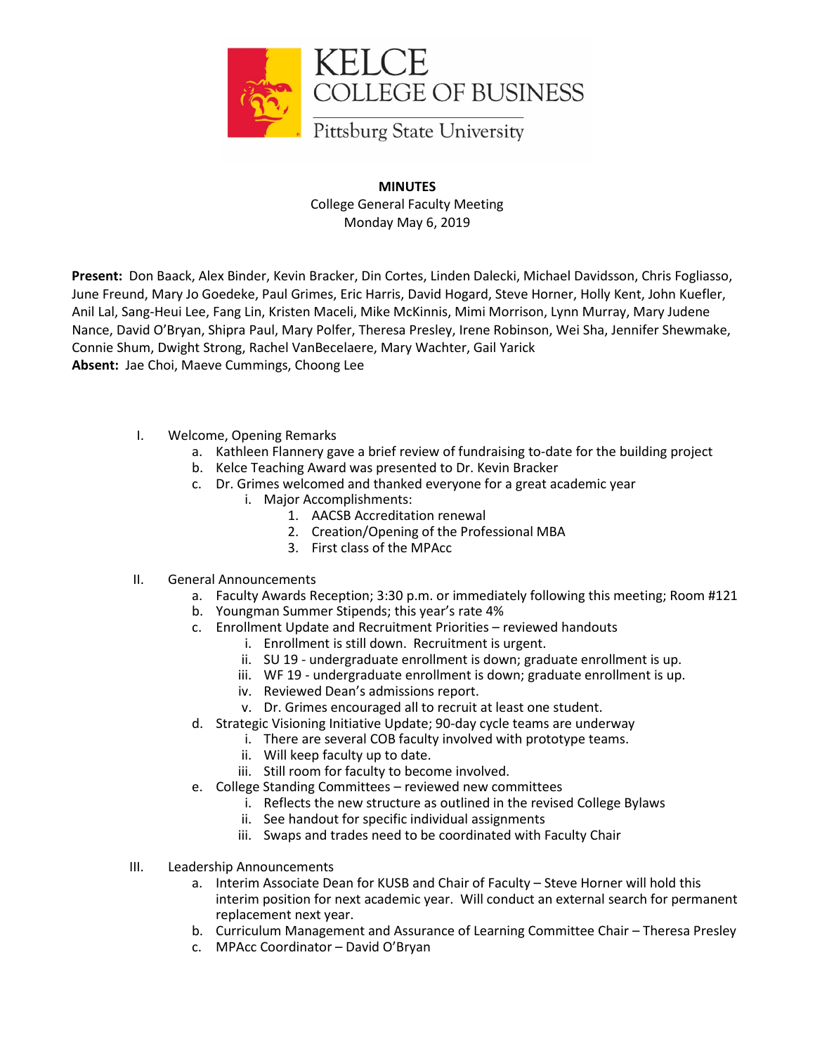KELCE
COLLEGE OF BUSINESS
Pittsburg State University

**MINUTES**

College General Faculty Meeting
Monday May 6, 2019

**Present:** Don Baack, Alex Binder, Kevin Bracker, Din Cortes, Linden Dalecki, Michael Davidsson, Chris Fogliasso, June Freund, Mary Jo Goedeke, Paul Grimes, Eric Harris, David Hogard, Steve Horner, Holly Kent, John Kuefler, Anil Lal, Sang-Heui Lee, Fang Lin, Kristen Maceli, Mike McKinnis, Mimi Morrison, Lynn Murray, Mary Judene Nance, David O'Bryan, Shipra Paul, Mary Polfer, Theresa Presley, Irene Robinson, Wei Sha, Jennifer Shewmake, Connie Shum, Dwight Strong, Rachel VanBecelaere, Mary Wachter, Gail Yarick
**Absent:** Jae Choi, Maeve Cummings, Choong Lee

I. Welcome, Opening Remarks
   a. Kathleen Flannery gave a brief review of fundraising to-date for the building project
   b. Kelce Teaching Award was presented to Dr. Kevin Bracker
   c. Dr. Grimes welcomed and thanked everyone for a great academic year
      i. Major Accomplishments:
         1. AACSB Accreditation renewal
         2. Creation/Opening of the Professional MBA
         3. First class of the MPAcc

II. General Announcements
   a. Faculty Awards Reception; 3:30 p.m. or immediately following this meeting; Room #121
   b. Youngman Summer Stipends; this year's rate 4%
   c. Enrollment Update and Recruitment Priorities – reviewed handouts
      i. Enrollment is still down. Recruitment is urgent.
      ii. SU 19 - undergraduate enrollment is down; graduate enrollment is up.
      iii. WF 19 - undergraduate enrollment is down; graduate enrollment is up.
      iv. Reviewed Dean's admissions report.
      v. Dr. Grimes encouraged all to recruit at least one student.
   d. Strategic Visioning Initiative Update; 90-day cycle teams are underway
      i. There are several COB faculty involved with prototype teams.
      ii. Will keep faculty up to date.
      iii. Still room for faculty to become involved.
   e. College Standing Committees – reviewed new committees
      i. Reflects the new structure as outlined in the revised College Bylaws
      ii. See handout for specific individual assignments
      iii. Swaps and trades need to be coordinated with Faculty Chair

III. Leadership Announcements
   a. Interim Associate Dean for KUSB and Chair of Faculty – Steve Horner will hold this interim position for next academic year. Will conduct an external search for permanent replacement next year.
   b. Curriculum Management and Assurance of Learning Committee Chair – Theresa Presley
   c. MPAcc Coordinator – David O'Bryan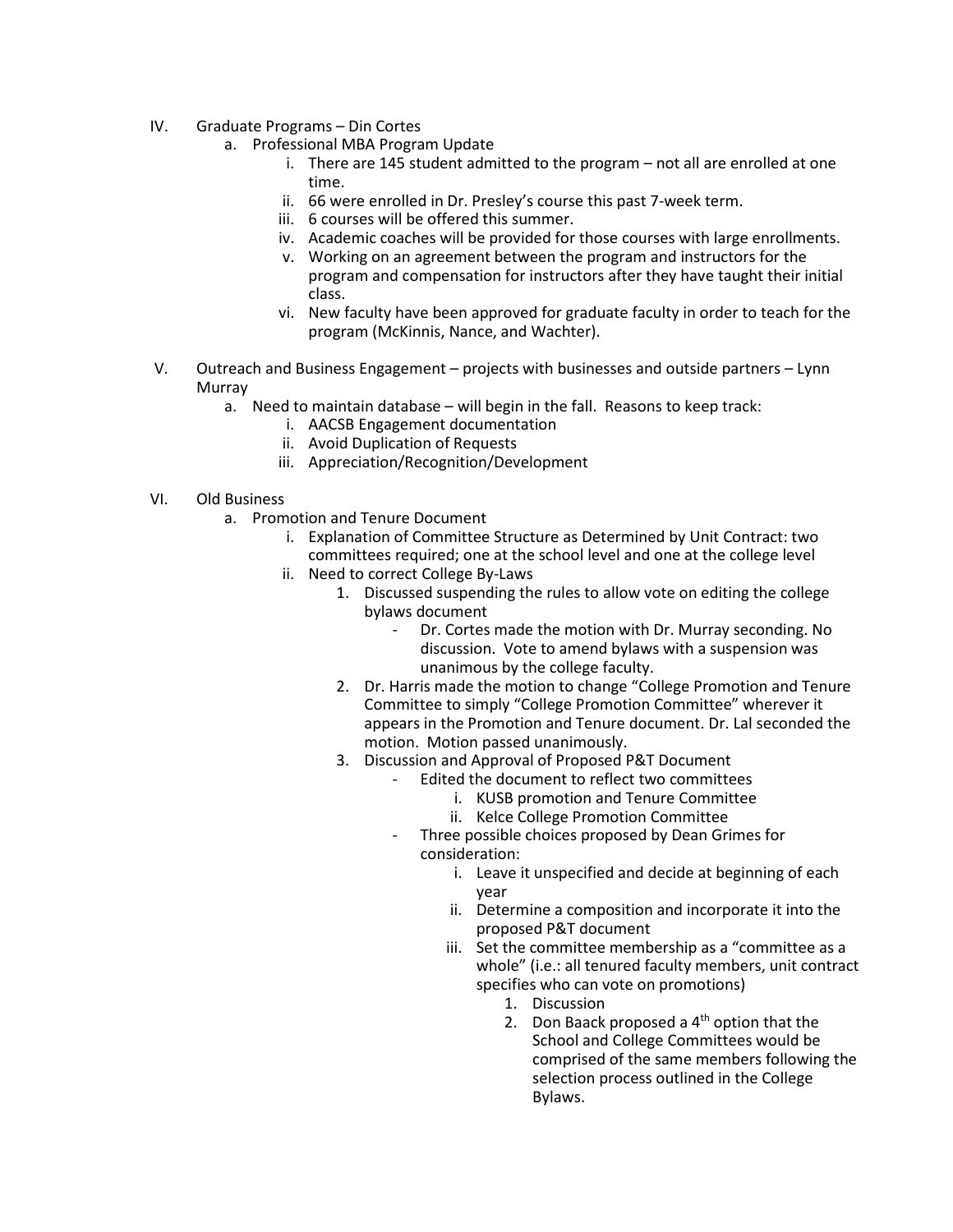IV. Graduate Programs – Din Cortes
   a. Professional MBA Program Update
      i. There are 145 student admitted to the program – not all are enrolled at one time.
      ii. 66 were enrolled in Dr. Presley's course this past 7-week term.
      iii. 6 courses will be offered this summer.
      iv. Academic coaches will be provided for those courses with large enrollments.
      v. Working on an agreement between the program and instructors for the program and compensation for instructors after they have taught their initial class.
      vi. New faculty have been approved for graduate faculty in order to teach for the program (McKinnis, Nance, and Wachter).

V. Outreach and Business Engagement – projects with businesses and outside partners – Lynn Murray
   a. Need to maintain database – will begin in the fall. Reasons to keep track:
      i. AACSB Engagement documentation
      ii. Avoid Duplication of Requests
      iii. Appreciation/Recognition/Development

VI. Old Business
   a. Promotion and Tenure Document
      i. Explanation of Committee Structure as Determined by Unit Contract: two committees required; one at the school level and one at the college level
      ii. Need to correct College By-Laws
         1. Discussed suspending the rules to allow vote on editing the college bylaws document
            - Dr. Cortes made the motion with Dr. Murray seconding. No discussion. Vote to amend bylaws with a suspension was unanimous by the college faculty.
         2. Dr. Harris made the motion to change "College Promotion and Tenure Committee to simply "College Promotion Committee" wherever it appears in the Promotion and Tenure document. Dr. Lal seconded the motion. Motion passed unanimously.
         3. Discussion and Approval of Proposed P&T Document
            - Edited the document to reflect two committees
               i. KUSB promotion and Tenure Committee
               ii. Kelce College Promotion Committee
            - Three possible choices proposed by Dean Grimes for consideration:
               i. Leave it unspecified and decide at beginning of each year
               ii. Determine a composition and incorporate it into the proposed P&T document
               iii. Set the committee membership as a "committee as a whole" (i.e.: all tenured faculty members, unit contract specifies who can vote on promotions)
                  1. Discussion
                  2. Don Baack proposed a 4th option that the School and College Committees would be comprised of the same members following the selection process outlined in the College Bylaws.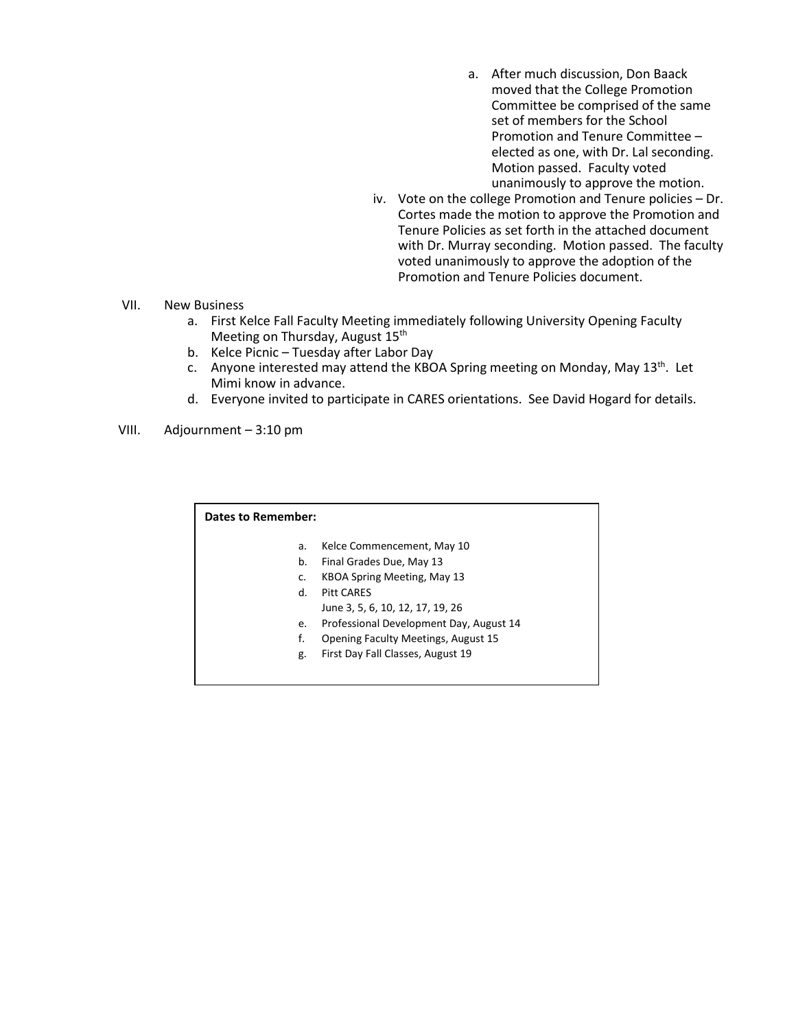a. After much discussion, Don Baack moved that the College Promotion Committee be comprised of the same set of members for the School Promotion and Tenure Committee – elected as one, with Dr. Lal seconding. Motion passed. Faculty voted unanimously to approve the motion.

iv. Vote on the college Promotion and Tenure policies – Dr. Cortes made the motion to approve the Promotion and Tenure Policies as set forth in the attached document with Dr. Murray seconding. Motion passed. The faculty voted unanimously to approve the adoption of the Promotion and Tenure Policies document.

VII. New Business

a. First Kelce Fall Faculty Meeting immediately following University Opening Faculty Meeting on Thursday, August 15th
b. Kelce Picnic – Tuesday after Labor Day
c. Anyone interested may attend the KBOA Spring meeting on Monday, May 13th. Let Mimi know in advance.
d. Everyone invited to participate in CARES orientations. See David Hogard for details.

VIII. Adjournment – 3:10 pm

**Dates to Remember:**

a. Kelce Commencement, May 10
b. Final Grades Due, May 13
c. KBOA Spring Meeting, May 13
d. Pitt CARES
   June 3, 5, 6, 10, 12, 17, 19, 26
e. Professional Development Day, August 14
f. Opening Faculty Meetings, August 15
g. First Day Fall Classes, August 19